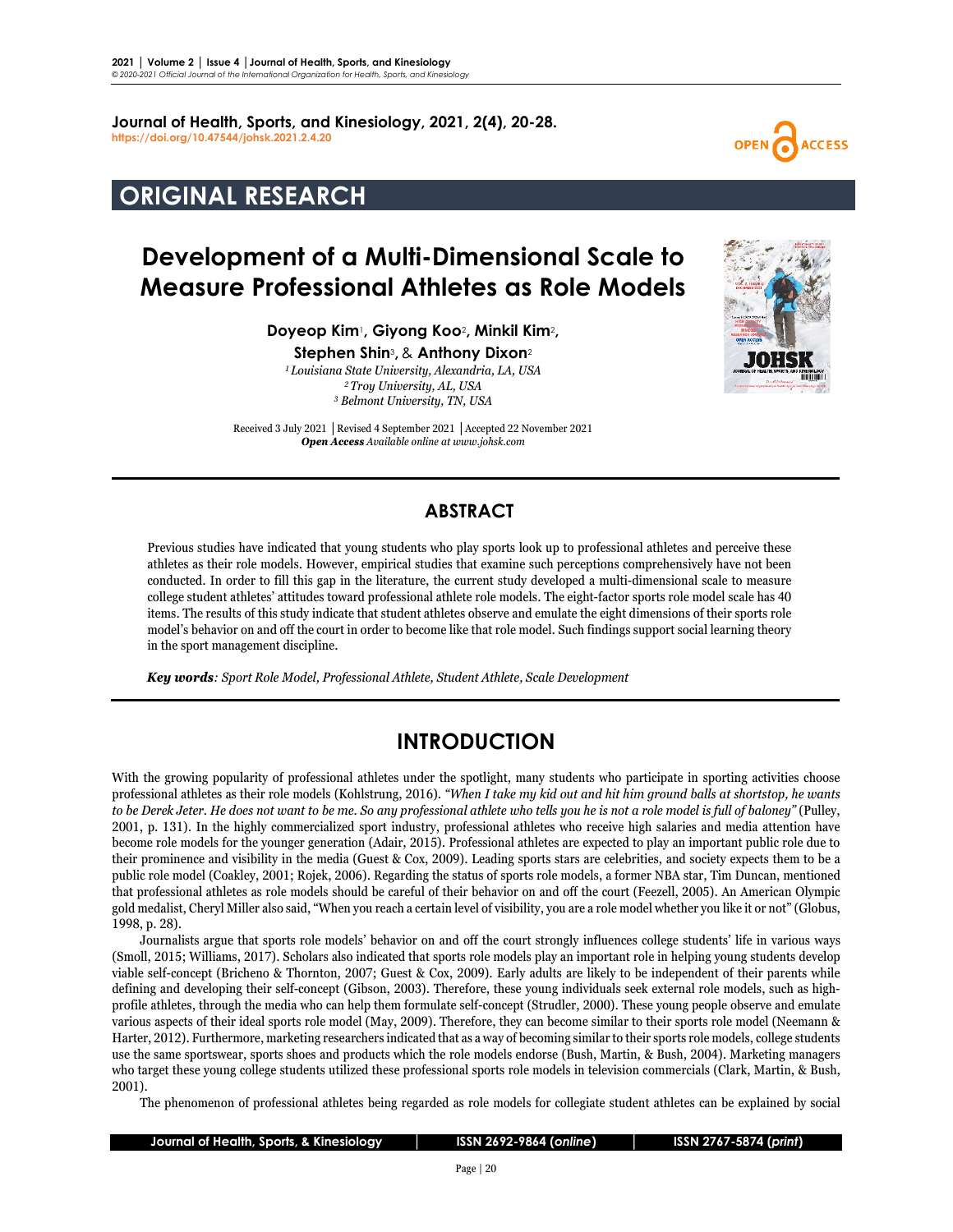Journal of Health, Sports, and Kinesiology, 2021, 2(4), 20-28.
https://doi.org/10.47544/johsk.2021.2.4.20

OPEN ACCESS

# ORIGINAL RESEARCH

# Development of a Multi-Dimensional Scale to Measure Professional Athletes as Role Models

**Doyeop Kim**[1], **Giyong Koo**[2], **Minkil Kim**[2], **Stephen Shin**[3], & **Anthony Dixon**[2]

[1] *Louisiana State University, Alexandria, LA, USA*
[2] *Troy University, AL, USA*
[3] *Belmont University, TN, USA*

Received 3 July 2021 │Revised 4 September 2021 │Accepted 22 November 2021
***Open Access*** *Available online at www.johsk.com*

## ABSTRACT

Previous studies have indicated that young students who play sports look up to professional athletes and perceive these athletes as their role models. However, empirical studies that examine such perceptions comprehensively have not been conducted. In order to fill this gap in the literature, the current study developed a multi-dimensional scale to measure college student athletes' attitudes toward professional athlete role models. The eight-factor sports role model scale has 40 items. The results of this study indicate that student athletes observe and emulate the eight dimensions of their sports role model's behavior on and off the court in order to become like that role model. Such findings support social learning theory in the sport management discipline.

***Key words****: Sport Role Model, Professional Athlete, Student Athlete, Scale Development*

## INTRODUCTION

With the growing popularity of professional athletes under the spotlight, many students who participate in sporting activities choose professional athletes as their role models (Kohlstrung, 2016). *"When I take my kid out and hit him ground balls at shortstop, he wants to be Derek Jeter. He does not want to be me. So any professional athlete who tells you he is not a role model is full of baloney"* (Pulley, 2001, p. 131). In the highly commercialized sport industry, professional athletes who receive high salaries and media attention have become role models for the younger generation (Adair, 2015). Professional athletes are expected to play an important public role due to their prominence and visibility in the media (Guest & Cox, 2009). Leading sports stars are celebrities, and society expects them to be a public role model (Coakley, 2001; Rojek, 2006). Regarding the status of sports role models, a former NBA star, Tim Duncan, mentioned that professional athletes as role models should be careful of their behavior on and off the court (Feezell, 2005). An American Olympic gold medalist, Cheryl Miller also said, "When you reach a certain level of visibility, you are a role model whether you like it or not" (Globus, 1998, p. 28).

Journalists argue that sports role models' behavior on and off the court strongly influences college students' life in various ways (Smoll, 2015; Williams, 2017). Scholars also indicated that sports role models play an important role in helping young students develop viable self-concept (Bricheno & Thornton, 2007; Guest & Cox, 2009). Early adults are likely to be independent of their parents while defining and developing their self-concept (Gibson, 2003). Therefore, these young individuals seek external role models, such as high-profile athletes, through the media who can help them formulate self-concept (Strudler, 2000). These young people observe and emulate various aspects of their ideal sports role model (May, 2009). Therefore, they can become similar to their sports role model (Neemann & Harter, 2012). Furthermore, marketing researchers indicated that as a way of becoming similar to their sports role models, college students use the same sportswear, sports shoes and products which the role models endorse (Bush, Martin, & Bush, 2004). Marketing managers who target these young college students utilized these professional sports role models in television commercials (Clark, Martin, & Bush, 2001).

The phenomenon of professional athletes being regarded as role models for collegiate student athletes can be explained by social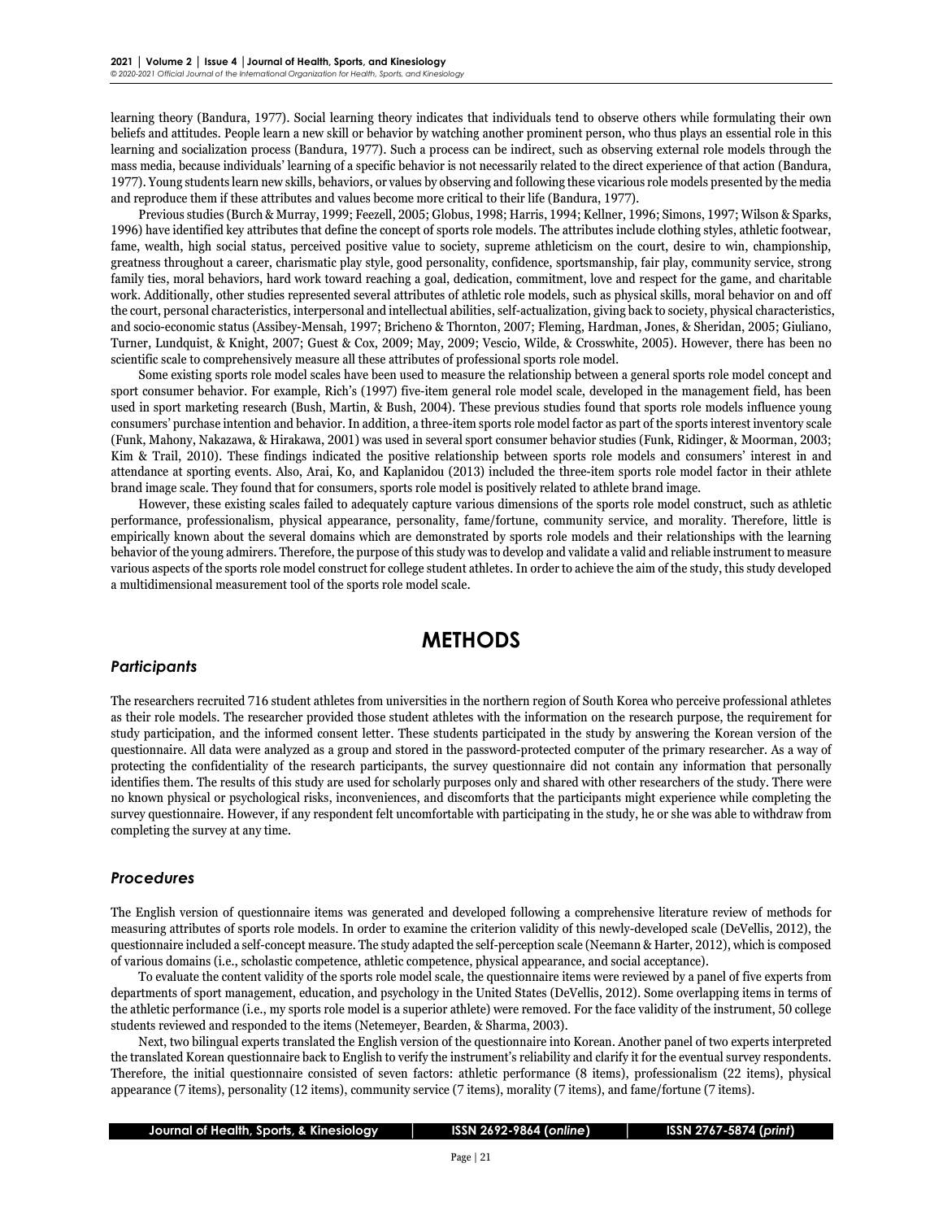learning theory (Bandura, 1977). Social learning theory indicates that individuals tend to observe others while formulating their own beliefs and attitudes. People learn a new skill or behavior by watching another prominent person, who thus plays an essential role in this learning and socialization process (Bandura, 1977). Such a process can be indirect, such as observing external role models through the mass media, because individuals' learning of a specific behavior is not necessarily related to the direct experience of that action (Bandura, 1977). Young students learn new skills, behaviors, or values by observing and following these vicarious role models presented by the media and reproduce them if these attributes and values become more critical to their life (Bandura, 1977).

Previous studies (Burch & Murray, 1999; Feezell, 2005; Globus, 1998; Harris, 1994; Kellner, 1996; Simons, 1997; Wilson & Sparks, 1996) have identified key attributes that define the concept of sports role models. The attributes include clothing styles, athletic footwear, fame, wealth, high social status, perceived positive value to society, supreme athleticism on the court, desire to win, championship, greatness throughout a career, charismatic play style, good personality, confidence, sportsmanship, fair play, community service, strong family ties, moral behaviors, hard work toward reaching a goal, dedication, commitment, love and respect for the game, and charitable work. Additionally, other studies represented several attributes of athletic role models, such as physical skills, moral behavior on and off the court, personal characteristics, interpersonal and intellectual abilities, self-actualization, giving back to society, physical characteristics, and socio-economic status (Assibey-Mensah, 1997; Bricheno & Thornton, 2007; Fleming, Hardman, Jones, & Sheridan, 2005; Giuliano, Turner, Lundquist, & Knight, 2007; Guest & Cox, 2009; May, 2009; Vescio, Wilde, & Crosswhite, 2005). However, there has been no scientific scale to comprehensively measure all these attributes of professional sports role model.

Some existing sports role model scales have been used to measure the relationship between a general sports role model concept and sport consumer behavior. For example, Rich's (1997) five-item general role model scale, developed in the management field, has been used in sport marketing research (Bush, Martin, & Bush, 2004). These previous studies found that sports role models influence young consumers' purchase intention and behavior. In addition, a three-item sports role model factor as part of the sports interest inventory scale (Funk, Mahony, Nakazawa, & Hirakawa, 2001) was used in several sport consumer behavior studies (Funk, Ridinger, & Moorman, 2003; Kim & Trail, 2010). These findings indicated the positive relationship between sports role models and consumers' interest in and attendance at sporting events. Also, Arai, Ko, and Kaplanidou (2013) included the three-item sports role model factor in their athlete brand image scale. They found that for consumers, sports role model is positively related to athlete brand image.

However, these existing scales failed to adequately capture various dimensions of the sports role model construct, such as athletic performance, professionalism, physical appearance, personality, fame/fortune, community service, and morality. Therefore, little is empirically known about the several domains which are demonstrated by sports role models and their relationships with the learning behavior of the young admirers. Therefore, the purpose of this study was to develop and validate a valid and reliable instrument to measure various aspects of the sports role model construct for college student athletes. In order to achieve the aim of the study, this study developed a multidimensional measurement tool of the sports role model scale.

# METHODS

### *Participants*

The researchers recruited 716 student athletes from universities in the northern region of South Korea who perceive professional athletes as their role models. The researcher provided those student athletes with the information on the research purpose, the requirement for study participation, and the informed consent letter. These students participated in the study by answering the Korean version of the questionnaire. All data were analyzed as a group and stored in the password-protected computer of the primary researcher. As a way of protecting the confidentiality of the research participants, the survey questionnaire did not contain any information that personally identifies them. The results of this study are used for scholarly purposes only and shared with other researchers of the study. There were no known physical or psychological risks, inconveniences, and discomforts that the participants might experience while completing the survey questionnaire. However, if any respondent felt uncomfortable with participating in the study, he or she was able to withdraw from completing the survey at any time.

### *Procedures*

The English version of questionnaire items was generated and developed following a comprehensive literature review of methods for measuring attributes of sports role models. In order to examine the criterion validity of this newly-developed scale (DeVellis, 2012), the questionnaire included a self-concept measure. The study adapted the self-perception scale (Neemann & Harter, 2012), which is composed of various domains (i.e., scholastic competence, athletic competence, physical appearance, and social acceptance).

To evaluate the content validity of the sports role model scale, the questionnaire items were reviewed by a panel of five experts from departments of sport management, education, and psychology in the United States (DeVellis, 2012). Some overlapping items in terms of the athletic performance (i.e., my sports role model is a superior athlete) were removed. For the face validity of the instrument, 50 college students reviewed and responded to the items (Netemeyer, Bearden, & Sharma, 2003).

Next, two bilingual experts translated the English version of the questionnaire into Korean. Another panel of two experts interpreted the translated Korean questionnaire back to English to verify the instrument's reliability and clarify it for the eventual survey respondents. Therefore, the initial questionnaire consisted of seven factors: athletic performance (8 items), professionalism (22 items), physical appearance (7 items), personality (12 items), community service (7 items), morality (7 items), and fame/fortune (7 items).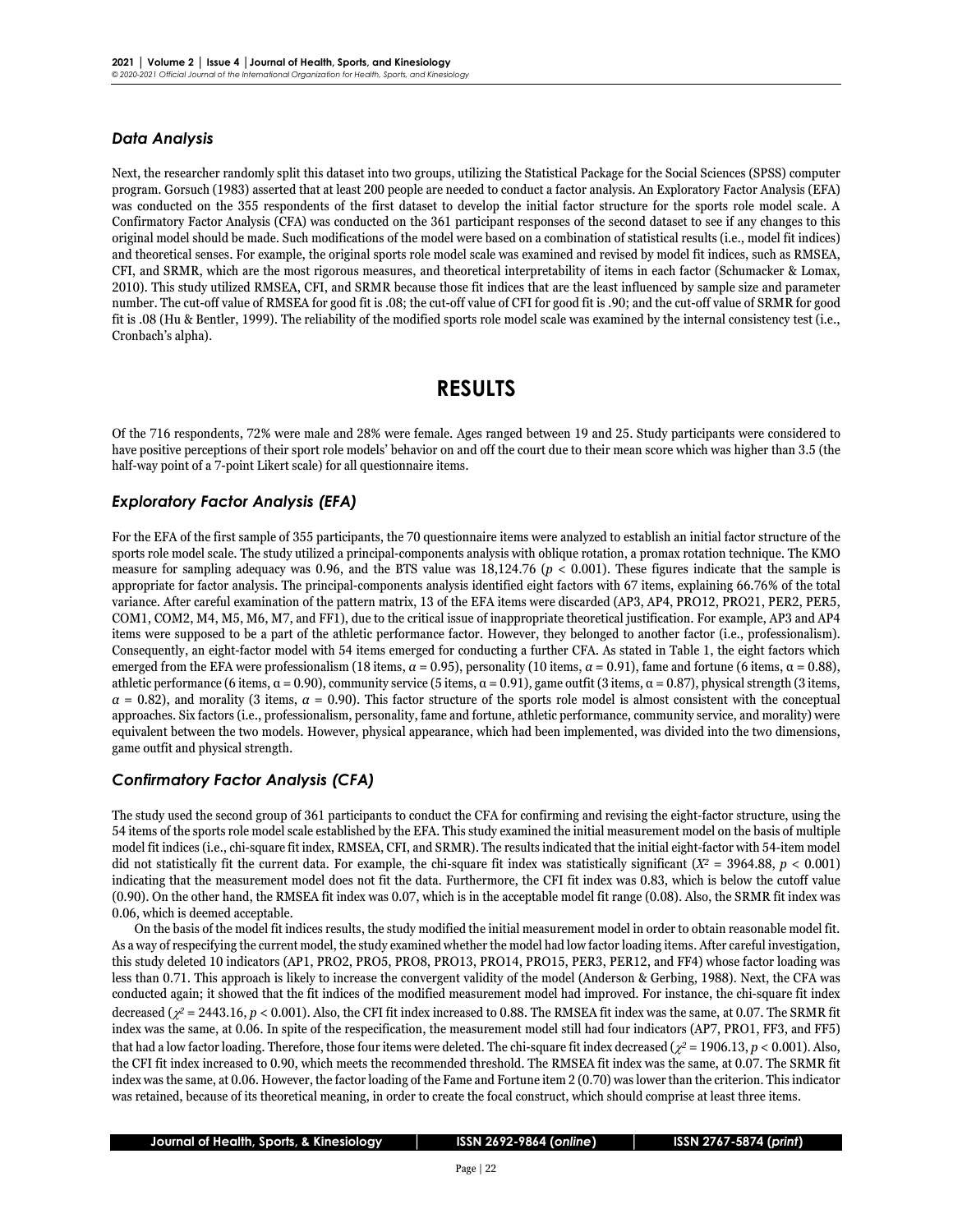### Data Analysis

Next, the researcher randomly split this dataset into two groups, utilizing the Statistical Package for the Social Sciences (SPSS) computer program. Gorsuch (1983) asserted that at least 200 people are needed to conduct a factor analysis. An Exploratory Factor Analysis (EFA) was conducted on the 355 respondents of the first dataset to develop the initial factor structure for the sports role model scale. A Confirmatory Factor Analysis (CFA) was conducted on the 361 participant responses of the second dataset to see if any changes to this original model should be made. Such modifications of the model were based on a combination of statistical results (i.e., model fit indices) and theoretical senses. For example, the original sports role model scale was examined and revised by model fit indices, such as RMSEA, CFI, and SRMR, which are the most rigorous measures, and theoretical interpretability of items in each factor (Schumacker & Lomax, 2010). This study utilized RMSEA, CFI, and SRMR because those fit indices that are the least influenced by sample size and parameter number. The cut-off value of RMSEA for good fit is .08; the cut-off value of CFI for good fit is .90; and the cut-off value of SRMR for good fit is .08 (Hu & Bentler, 1999). The reliability of the modified sports role model scale was examined by the internal consistency test (i.e., Cronbach's alpha).

## RESULTS

Of the 716 respondents, 72% were male and 28% were female. Ages ranged between 19 and 25. Study participants were considered to have positive perceptions of their sport role models' behavior on and off the court due to their mean score which was higher than 3.5 (the half-way point of a 7-point Likert scale) for all questionnaire items.

### Exploratory Factor Analysis (EFA)

For the EFA of the first sample of 355 participants, the 70 questionnaire items were analyzed to establish an initial factor structure of the sports role model scale. The study utilized a principal-components analysis with oblique rotation, a promax rotation technique. The KMO measure for sampling adequacy was 0.96, and the BTS value was 18,124.76 ($p < 0.001$). These figures indicate that the sample is appropriate for factor analysis. The principal-components analysis identified eight factors with 67 items, explaining 66.76% of the total variance. After careful examination of the pattern matrix, 13 of the EFA items were discarded (AP3, AP4, PRO12, PRO21, PER2, PER5, COM1, COM2, M4, M5, M6, M7, and FF1), due to the critical issue of inappropriate theoretical justification. For example, AP3 and AP4 items were supposed to be a part of the athletic performance factor. However, they belonged to another factor (i.e., professionalism). Consequently, an eight-factor model with 54 items emerged for conducting a further CFA. As stated in Table 1, the eight factors which emerged from the EFA were professionalism (18 items, $\alpha = 0.95$), personality (10 items, $\alpha = 0.91$), fame and fortune (6 items, $\alpha = 0.88$), athletic performance (6 items, $\alpha = 0.90$), community service (5 items, $\alpha = 0.91$), game outfit (3 items, $\alpha = 0.87$), physical strength (3 items, $\alpha = 0.82$), and morality (3 items, $\alpha = 0.90$). This factor structure of the sports role model is almost consistent with the conceptual approaches. Six factors (i.e., professionalism, personality, fame and fortune, athletic performance, community service, and morality) were equivalent between the two models. However, physical appearance, which had been implemented, was divided into the two dimensions, game outfit and physical strength.

### Confirmatory Factor Analysis (CFA)

The study used the second group of 361 participants to conduct the CFA for confirming and revising the eight-factor structure, using the 54 items of the sports role model scale established by the EFA. This study examined the initial measurement model on the basis of multiple model fit indices (i.e., chi-square fit index, RMSEA, CFI, and SRMR). The results indicated that the initial eight-factor with 54-item model did not statistically fit the current data. For example, the chi-square fit index was statistically significant ($X^2 = 3964.88$, $p < 0.001$) indicating that the measurement model does not fit the data. Furthermore, the CFI fit index was 0.83, which is below the cutoff value (0.90). On the other hand, the RMSEA fit index was 0.07, which is in the acceptable model fit range (0.08). Also, the SRMR fit index was 0.06, which is deemed acceptable.

On the basis of the model fit indices results, the study modified the initial measurement model in order to obtain reasonable model fit. As a way of respecifying the current model, the study examined whether the model had low factor loading items. After careful investigation, this study deleted 10 indicators (AP1, PRO2, PRO5, PRO8, PRO13, PRO14, PRO15, PER3, PER12, and FF4) whose factor loading was less than 0.71. This approach is likely to increase the convergent validity of the model (Anderson & Gerbing, 1988). Next, the CFA was conducted again; it showed that the fit indices of the modified measurement model had improved. For instance, the chi-square fit index decreased ($\chi^2 = 2443.16$, $p < 0.001$). Also, the CFI fit index increased to 0.88. The RMSEA fit index was the same, at 0.07. The SRMR fit index was the same, at 0.06. In spite of the respecification, the measurement model still had four indicators (AP7, PRO1, FF3, and FF5) that had a low factor loading. Therefore, those four items were deleted. The chi-square fit index decreased ($\chi^2 = 1906.13$, $p < 0.001$). Also, the CFI fit index increased to 0.90, which meets the recommended threshold. The RMSEA fit index was the same, at 0.07. The SRMR fit index was the same, at 0.06. However, the factor loading of the Fame and Fortune item 2 (0.70) was lower than the criterion. This indicator was retained, because of its theoretical meaning, in order to create the focal construct, which should comprise at least three items.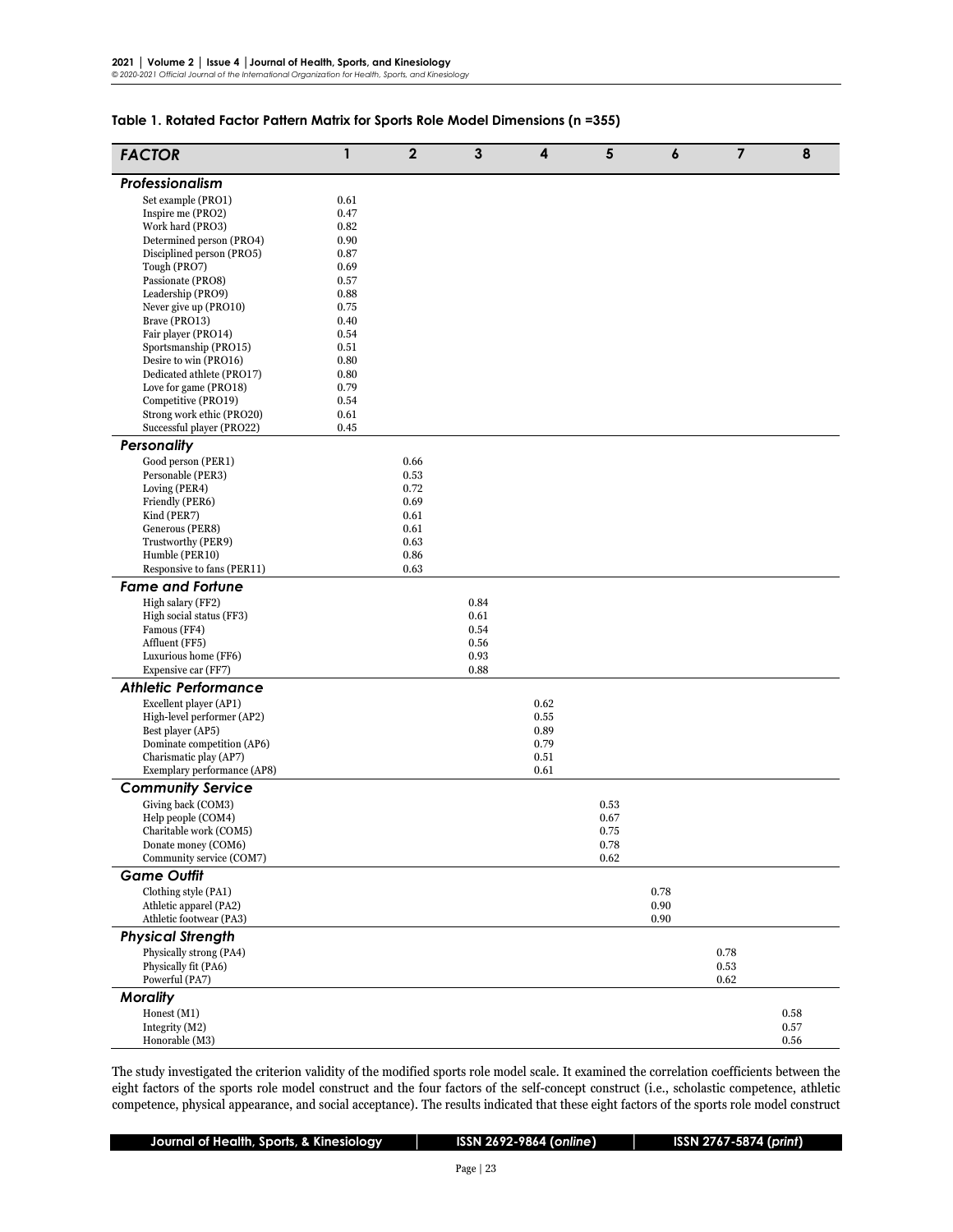**Table 1. Rotated Factor Pattern Matrix for Sports Role Model Dimensions (n =355)**

| *FACTOR* | 1 | 2 | 3 | 4 | 5 | 6 | 7 | 8 |
|---|---|---|---|---|---|---|---|---|
| ***Professionalism*** | | | | | | | | |
| Set example (PRO1) | 0.61 | | | | | | | |
| Inspire me (PRO2) | 0.47 | | | | | | | |
| Work hard (PRO3) | 0.82 | | | | | | | |
| Determined person (PRO4) | 0.90 | | | | | | | |
| Disciplined person (PRO5) | 0.87 | | | | | | | |
| Tough (PRO7) | 0.69 | | | | | | | |
| Passionate (PRO8) | 0.57 | | | | | | | |
| Leadership (PRO9) | 0.88 | | | | | | | |
| Never give up (PRO10) | 0.75 | | | | | | | |
| Brave (PRO13) | 0.40 | | | | | | | |
| Fair player (PRO14) | 0.54 | | | | | | | |
| Sportsmanship (PRO15) | 0.51 | | | | | | | |
| Desire to win (PRO16) | 0.80 | | | | | | | |
| Dedicated athlete (PRO17) | 0.80 | | | | | | | |
| Love for game (PRO18) | 0.79 | | | | | | | |
| Competitive (PRO19) | 0.54 | | | | | | | |
| Strong work ethic (PRO20) | 0.61 | | | | | | | |
| Successful player (PRO22) | 0.45 | | | | | | | |
| ***Personality*** | | | | | | | | |
| Good person (PER1) | | 0.66 | | | | | | |
| Personable (PER3) | | 0.53 | | | | | | |
| Loving (PER4) | | 0.72 | | | | | | |
| Friendly (PER6) | | 0.69 | | | | | | |
| Kind (PER7) | | 0.61 | | | | | | |
| Generous (PER8) | | 0.61 | | | | | | |
| Trustworthy (PER9) | | 0.63 | | | | | | |
| Humble (PER10) | | 0.86 | | | | | | |
| Responsive to fans (PER11) | | 0.63 | | | | | | |
| ***Fame and Fortune*** | | | | | | | | |
| High salary (FF2) | | | 0.84 | | | | | |
| High social status (FF3) | | | 0.61 | | | | | |
| Famous (FF4) | | | 0.54 | | | | | |
| Affluent (FF5) | | | 0.56 | | | | | |
| Luxurious home (FF6) | | | 0.93 | | | | | |
| Expensive car (FF7) | | | 0.88 | | | | | |
| ***Athletic Performance*** | | | | | | | | |
| Excellent player (AP1) | | | | 0.62 | | | | |
| High-level performer (AP2) | | | | 0.55 | | | | |
| Best player (AP5) | | | | 0.89 | | | | |
| Dominate competition (AP6) | | | | 0.79 | | | | |
| Charismatic play (AP7) | | | | 0.51 | | | | |
| Exemplary performance (AP8) | | | | 0.61 | | | | |
| ***Community Service*** | | | | | | | | |
| Giving back (COM3) | | | | | 0.53 | | | |
| Help people (COM4) | | | | | 0.67 | | | |
| Charitable work (COM5) | | | | | 0.75 | | | |
| Donate money (COM6) | | | | | 0.78 | | | |
| Community service (COM7) | | | | | 0.62 | | | |
| ***Game Outfit*** | | | | | | | | |
| Clothing style (PA1) | | | | | | 0.78 | | |
| Athletic apparel (PA2) | | | | | | 0.90 | | |
| Athletic footwear (PA3) | | | | | | 0.90 | | |
| ***Physical Strength*** | | | | | | | | |
| Physically strong (PA4) | | | | | | | 0.78 | |
| Physically fit (PA6) | | | | | | | 0.53 | |
| Powerful (PA7) | | | | | | | 0.62 | |
| ***Morality*** | | | | | | | | |
| Honest (M1) | | | | | | | | 0.58 |
| Integrity (M2) | | | | | | | | 0.57 |
| Honorable (M3) | | | | | | | | 0.56 |

The study investigated the criterion validity of the modified sports role model scale. It examined the correlation coefficients between the eight factors of the sports role model construct and the four factors of the self-concept construct (i.e., scholastic competence, athletic competence, physical appearance, and social acceptance). The results indicated that these eight factors of the sports role model construct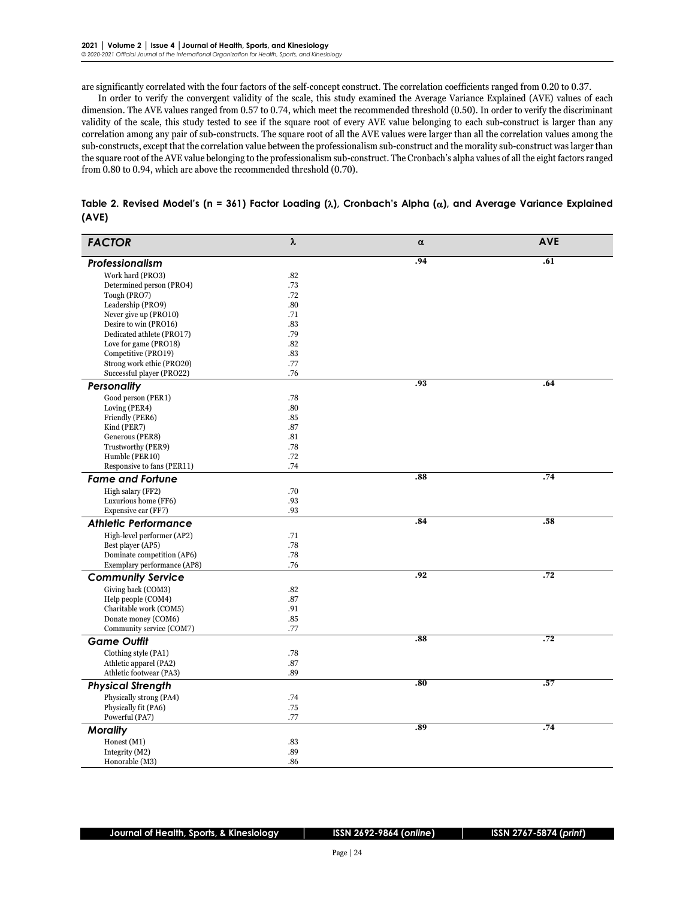are significantly correlated with the four factors of the self-concept construct. The correlation coefficients ranged from 0.20 to 0.37.

In order to verify the convergent validity of the scale, this study examined the Average Variance Explained (AVE) values of each dimension. The AVE values ranged from 0.57 to 0.74, which meet the recommended threshold (0.50). In order to verify the discriminant validity of the scale, this study tested to see if the square root of every AVE value belonging to each sub-construct is larger than any correlation among any pair of sub-constructs. The square root of all the AVE values were larger than all the correlation values among the sub-constructs, except that the correlation value between the professionalism sub-construct and the morality sub-construct was larger than the square root of the AVE value belonging to the professionalism sub-construct. The Cronbach's alpha values of all the eight factors ranged from 0.80 to 0.94, which are above the recommended threshold (0.70).

**Table 2. Revised Model's (n = 361) Factor Loading (λ), Cronbach's Alpha (α), and Average Variance Explained (AVE)**

| *FACTOR* | λ | α | AVE |
|---|---|---|---|
| ***Professionalism*** | | **.94** | **.61** |
| Work hard (PRO3) | .82 | | |
| Determined person (PRO4) | .73 | | |
| Tough (PRO7) | .72 | | |
| Leadership (PRO9) | .80 | | |
| Never give up (PRO10) | .71 | | |
| Desire to win (PRO16) | .83 | | |
| Dedicated athlete (PRO17) | .79 | | |
| Love for game (PRO18) | .82 | | |
| Competitive (PRO19) | .83 | | |
| Strong work ethic (PRO20) | .77 | | |
| Successful player (PRO22) | .76 | | |
| ***Personality*** | | **.93** | **.64** |
| Good person (PER1) | .78 | | |
| Loving (PER4) | .80 | | |
| Friendly (PER6) | .85 | | |
| Kind (PER7) | .87 | | |
| Generous (PER8) | .81 | | |
| Trustworthy (PER9) | .78 | | |
| Humble (PER10) | .72 | | |
| Responsive to fans (PER11) | .74 | | |
| ***Fame and Fortune*** | | **.88** | **.74** |
| High salary (FF2) | .70 | | |
| Luxurious home (FF6) | .93 | | |
| Expensive car (FF7) | .93 | | |
| ***Athletic Performance*** | | **.84** | **.58** |
| High-level performer (AP2) | .71 | | |
| Best player (AP5) | .78 | | |
| Dominate competition (AP6) | .78 | | |
| Exemplary performance (AP8) | .76 | | |
| ***Community Service*** | | **.92** | **.72** |
| Giving back (COM3) | .82 | | |
| Help people (COM4) | .87 | | |
| Charitable work (COM5) | .91 | | |
| Donate money (COM6) | .85 | | |
| Community service (COM7) | .77 | | |
| ***Game Outfit*** | | **.88** | **.72** |
| Clothing style (PA1) | .78 | | |
| Athletic apparel (PA2) | .87 | | |
| Athletic footwear (PA3) | .89 | | |
| ***Physical Strength*** | | **.80** | **.57** |
| Physically strong (PA4) | .74 | | |
| Physically fit (PA6) | .75 | | |
| Powerful (PA7) | .77 | | |
| ***Morality*** | | **.89** | **.74** |
| Honest (M1) | .83 | | |
| Integrity (M2) | .89 | | |
| Honorable (M3) | .86 | | |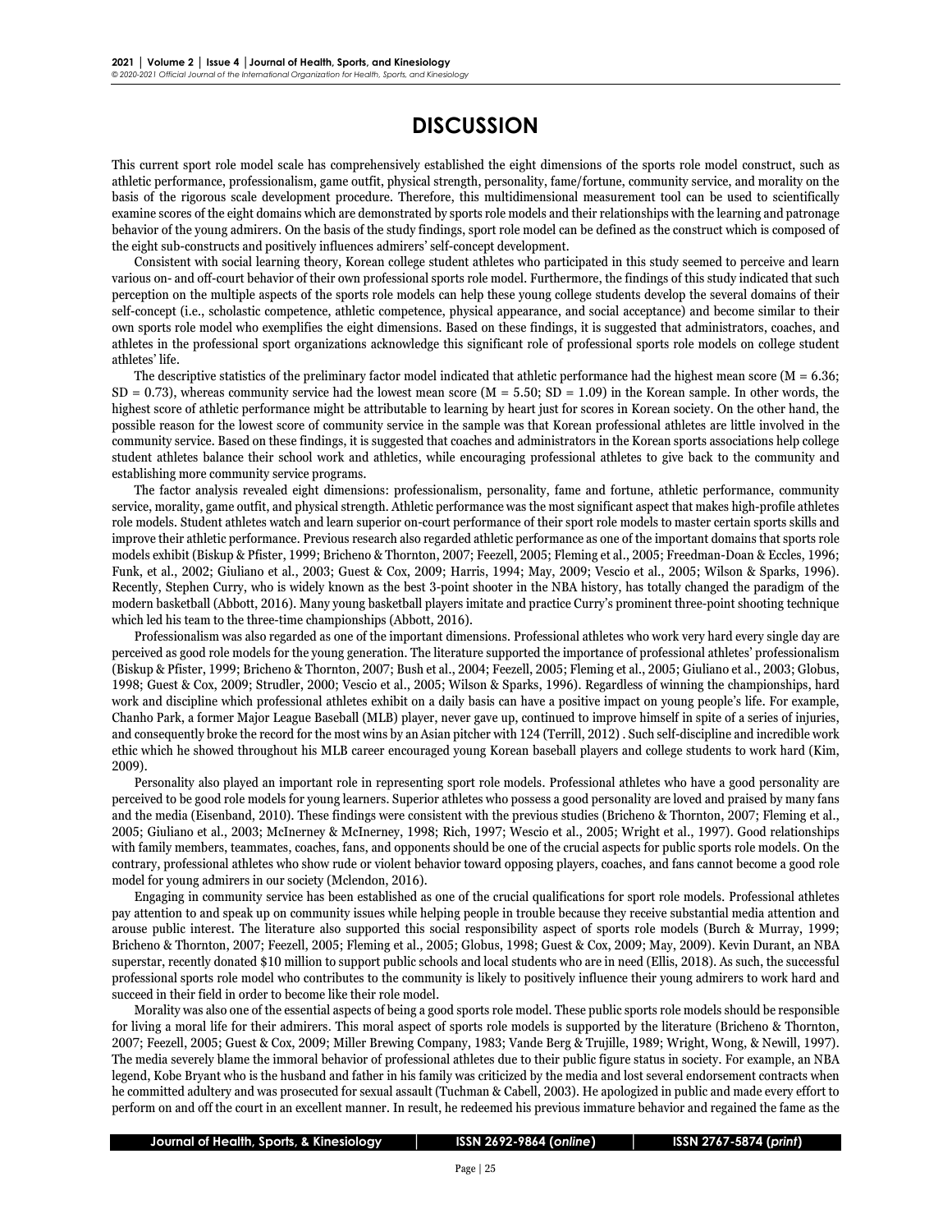# DISCUSSION

This current sport role model scale has comprehensively established the eight dimensions of the sports role model construct, such as athletic performance, professionalism, game outfit, physical strength, personality, fame/fortune, community service, and morality on the basis of the rigorous scale development procedure. Therefore, this multidimensional measurement tool can be used to scientifically examine scores of the eight domains which are demonstrated by sports role models and their relationships with the learning and patronage behavior of the young admirers. On the basis of the study findings, sport role model can be defined as the construct which is composed of the eight sub-constructs and positively influences admirers' self-concept development.

Consistent with social learning theory, Korean college student athletes who participated in this study seemed to perceive and learn various on- and off-court behavior of their own professional sports role model. Furthermore, the findings of this study indicated that such perception on the multiple aspects of the sports role models can help these young college students develop the several domains of their self-concept (i.e., scholastic competence, athletic competence, physical appearance, and social acceptance) and become similar to their own sports role model who exemplifies the eight dimensions. Based on these findings, it is suggested that administrators, coaches, and athletes in the professional sport organizations acknowledge this significant role of professional sports role models on college student athletes' life.

The descriptive statistics of the preliminary factor model indicated that athletic performance had the highest mean score ($M = 6.36$; $SD = 0.73$), whereas community service had the lowest mean score ($M = 5.50$; $SD = 1.09$) in the Korean sample. In other words, the highest score of athletic performance might be attributable to learning by heart just for scores in Korean society. On the other hand, the possible reason for the lowest score of community service in the sample was that Korean professional athletes are little involved in the community service. Based on these findings, it is suggested that coaches and administrators in the Korean sports associations help college student athletes balance their school work and athletics, while encouraging professional athletes to give back to the community and establishing more community service programs.

The factor analysis revealed eight dimensions: professionalism, personality, fame and fortune, athletic performance, community service, morality, game outfit, and physical strength. Athletic performance was the most significant aspect that makes high-profile athletes role models. Student athletes watch and learn superior on-court performance of their sport role models to master certain sports skills and improve their athletic performance. Previous research also regarded athletic performance as one of the important domains that sports role models exhibit (Biskup & Pfister, 1999; Bricheno & Thornton, 2007; Feezell, 2005; Fleming et al., 2005; Freedman-Doan & Eccles, 1996; Funk, et al., 2002; Giuliano et al., 2003; Guest & Cox, 2009; Harris, 1994; May, 2009; Vescio et al., 2005; Wilson & Sparks, 1996). Recently, Stephen Curry, who is widely known as the best 3-point shooter in the NBA history, has totally changed the paradigm of the modern basketball (Abbott, 2016). Many young basketball players imitate and practice Curry's prominent three-point shooting technique which led his team to the three-time championships (Abbott, 2016).

Professionalism was also regarded as one of the important dimensions. Professional athletes who work very hard every single day are perceived as good role models for the young generation. The literature supported the importance of professional athletes' professionalism (Biskup & Pfister, 1999; Bricheno & Thornton, 2007; Bush et al., 2004; Feezell, 2005; Fleming et al., 2005; Giuliano et al., 2003; Globus, 1998; Guest & Cox, 2009; Strudler, 2000; Vescio et al., 2005; Wilson & Sparks, 1996). Regardless of winning the championships, hard work and discipline which professional athletes exhibit on a daily basis can have a positive impact on young people's life. For example, Chanho Park, a former Major League Baseball (MLB) player, never gave up, continued to improve himself in spite of a series of injuries, and consequently broke the record for the most wins by an Asian pitcher with 124 (Terrill, 2012) . Such self-discipline and incredible work ethic which he showed throughout his MLB career encouraged young Korean baseball players and college students to work hard (Kim, 2009).

Personality also played an important role in representing sport role models. Professional athletes who have a good personality are perceived to be good role models for young learners. Superior athletes who possess a good personality are loved and praised by many fans and the media (Eisenband, 2010). These findings were consistent with the previous studies (Bricheno & Thornton, 2007; Fleming et al., 2005; Giuliano et al., 2003; McInerney & McInerney, 1998; Rich, 1997; Wescio et al., 2005; Wright et al., 1997). Good relationships with family members, teammates, coaches, fans, and opponents should be one of the crucial aspects for public sports role models. On the contrary, professional athletes who show rude or violent behavior toward opposing players, coaches, and fans cannot become a good role model for young admirers in our society (Mclendon, 2016).

Engaging in community service has been established as one of the crucial qualifications for sport role models. Professional athletes pay attention to and speak up on community issues while helping people in trouble because they receive substantial media attention and arouse public interest. The literature also supported this social responsibility aspect of sports role models (Burch & Murray, 1999; Bricheno & Thornton, 2007; Feezell, 2005; Fleming et al., 2005; Globus, 1998; Guest & Cox, 2009; May, 2009). Kevin Durant, an NBA superstar, recently donated $10 million to support public schools and local students who are in need (Ellis, 2018). As such, the successful professional sports role model who contributes to the community is likely to positively influence their young admirers to work hard and succeed in their field in order to become like their role model.

Morality was also one of the essential aspects of being a good sports role model. These public sports role models should be responsible for living a moral life for their admirers. This moral aspect of sports role models is supported by the literature (Bricheno & Thornton, 2007; Feezell, 2005; Guest & Cox, 2009; Miller Brewing Company, 1983; Vande Berg & Trujille, 1989; Wright, Wong, & Newill, 1997). The media severely blame the immoral behavior of professional athletes due to their public figure status in society. For example, an NBA legend, Kobe Bryant who is the husband and father in his family was criticized by the media and lost several endorsement contracts when he committed adultery and was prosecuted for sexual assault (Tuchman & Cabell, 2003). He apologized in public and made every effort to perform on and off the court in an excellent manner. In result, he redeemed his previous immature behavior and regained the fame as the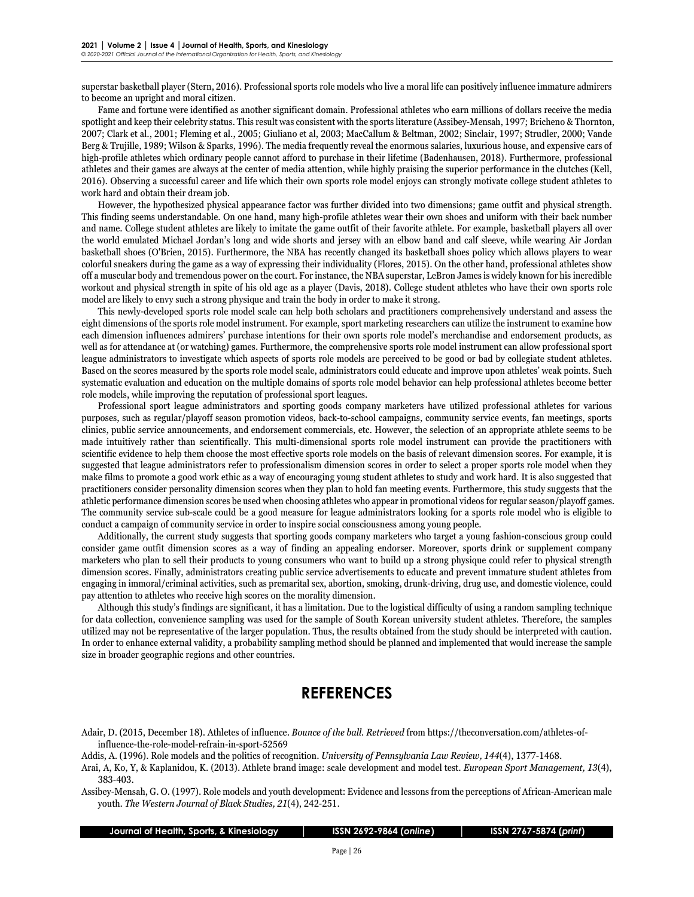superstar basketball player (Stern, 2016). Professional sports role models who live a moral life can positively influence immature admirers to become an upright and moral citizen.

Fame and fortune were identified as another significant domain. Professional athletes who earn millions of dollars receive the media spotlight and keep their celebrity status. This result was consistent with the sports literature (Assibey-Mensah, 1997; Bricheno & Thornton, 2007; Clark et al., 2001; Fleming et al., 2005; Giuliano et al, 2003; MacCallum & Beltman, 2002; Sinclair, 1997; Strudler, 2000; Vande Berg & Trujille, 1989; Wilson & Sparks, 1996). The media frequently reveal the enormous salaries, luxurious house, and expensive cars of high-profile athletes which ordinary people cannot afford to purchase in their lifetime (Badenhausen, 2018). Furthermore, professional athletes and their games are always at the center of media attention, while highly praising the superior performance in the clutches (Kell, 2016). Observing a successful career and life which their own sports role model enjoys can strongly motivate college student athletes to work hard and obtain their dream job.

However, the hypothesized physical appearance factor was further divided into two dimensions; game outfit and physical strength. This finding seems understandable. On one hand, many high-profile athletes wear their own shoes and uniform with their back number and name. College student athletes are likely to imitate the game outfit of their favorite athlete. For example, basketball players all over the world emulated Michael Jordan's long and wide shorts and jersey with an elbow band and calf sleeve, while wearing Air Jordan basketball shoes (O'Brien, 2015). Furthermore, the NBA has recently changed its basketball shoes policy which allows players to wear colorful sneakers during the game as a way of expressing their individuality (Flores, 2015). On the other hand, professional athletes show off a muscular body and tremendous power on the court. For instance, the NBA superstar, LeBron James is widely known for his incredible workout and physical strength in spite of his old age as a player (Davis, 2018). College student athletes who have their own sports role model are likely to envy such a strong physique and train the body in order to make it strong.

This newly-developed sports role model scale can help both scholars and practitioners comprehensively understand and assess the eight dimensions of the sports role model instrument. For example, sport marketing researchers can utilize the instrument to examine how each dimension influences admirers' purchase intentions for their own sports role model's merchandise and endorsement products, as well as for attendance at (or watching) games. Furthermore, the comprehensive sports role model instrument can allow professional sport league administrators to investigate which aspects of sports role models are perceived to be good or bad by collegiate student athletes. Based on the scores measured by the sports role model scale, administrators could educate and improve upon athletes' weak points. Such systematic evaluation and education on the multiple domains of sports role model behavior can help professional athletes become better role models, while improving the reputation of professional sport leagues.

Professional sport league administrators and sporting goods company marketers have utilized professional athletes for various purposes, such as regular/playoff season promotion videos, back-to-school campaigns, community service events, fan meetings, sports clinics, public service announcements, and endorsement commercials, etc. However, the selection of an appropriate athlete seems to be made intuitively rather than scientifically. This multi-dimensional sports role model instrument can provide the practitioners with scientific evidence to help them choose the most effective sports role models on the basis of relevant dimension scores. For example, it is suggested that league administrators refer to professionalism dimension scores in order to select a proper sports role model when they make films to promote a good work ethic as a way of encouraging young student athletes to study and work hard. It is also suggested that practitioners consider personality dimension scores when they plan to hold fan meeting events. Furthermore, this study suggests that the athletic performance dimension scores be used when choosing athletes who appear in promotional videos for regular season/playoff games. The community service sub-scale could be a good measure for league administrators looking for a sports role model who is eligible to conduct a campaign of community service in order to inspire social consciousness among young people.

Additionally, the current study suggests that sporting goods company marketers who target a young fashion-conscious group could consider game outfit dimension scores as a way of finding an appealing endorser. Moreover, sports drink or supplement company marketers who plan to sell their products to young consumers who want to build up a strong physique could refer to physical strength dimension scores. Finally, administrators creating public service advertisements to educate and prevent immature student athletes from engaging in immoral/criminal activities, such as premarital sex, abortion, smoking, drunk-driving, drug use, and domestic violence, could pay attention to athletes who receive high scores on the morality dimension.

Although this study's findings are significant, it has a limitation. Due to the logistical difficulty of using a random sampling technique for data collection, convenience sampling was used for the sample of South Korean university student athletes. Therefore, the samples utilized may not be representative of the larger population. Thus, the results obtained from the study should be interpreted with caution. In order to enhance external validity, a probability sampling method should be planned and implemented that would increase the sample size in broader geographic regions and other countries.

## REFERENCES

Adair, D. (2015, December 18). Athletes of influence. *Bounce of the ball. Retrieved* from https://theconversation.com/athletes-of-influence-the-role-model-refrain-in-sport-52569

Addis, A. (1996). Role models and the politics of recognition. *University of Pennsylvania Law Review, 144*(4), 1377-1468.

Arai, A, Ko, Y, & Kaplanidou, K. (2013). Athlete brand image: scale development and model test. *European Sport Management, 13*(4), 383-403.

Assibey-Mensah, G. O. (1997). Role models and youth development: Evidence and lessons from the perceptions of African-American male youth. *The Western Journal of Black Studies, 21*(4), 242-251.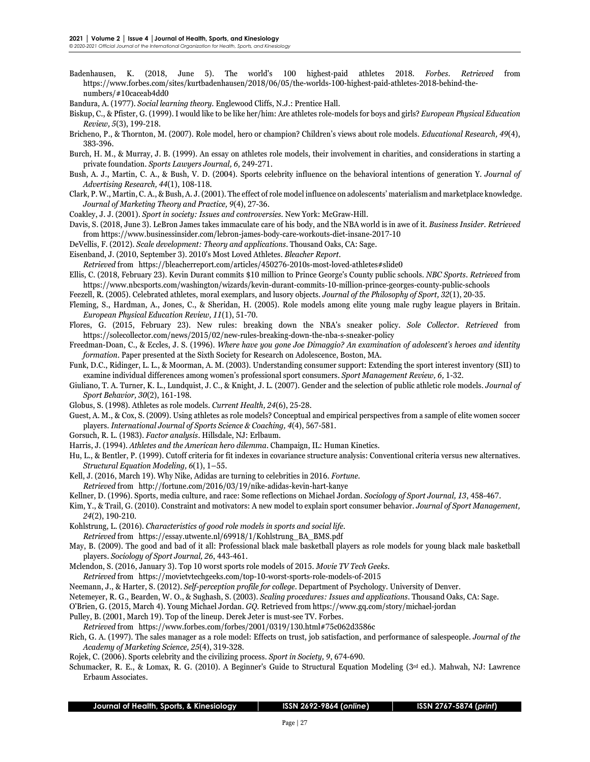Badenhausen, K. (2018, June 5). The world's 100 highest-paid athletes 2018. *Forbes*. *Retrieved* from https://www.forbes.com/sites/kurtbadenhausen/2018/06/05/the-worlds-100-highest-paid-athletes-2018-behind-the-numbers/#10caceab4dd0

Bandura, A. (1977). *Social learning theory*. Englewood Cliffs, N.J.: Prentice Hall.

Biskup, C., & Pfister, G. (1999). I would like to be like her/him: Are athletes role-models for boys and girls? *European Physical Education Review, 5*(3), 199-218.

Bricheno, P., & Thornton, M. (2007). Role model, hero or champion? Children's views about role models. *Educational Research, 49*(4), 383-396.

Burch, H. M., & Murray, J. B. (1999). An essay on athletes role models, their involvement in charities, and considerations in starting a private foundation. *Sports Lawyers Journal, 6,* 249-271.

Bush, A. J., Martin, C. A., & Bush, V. D. (2004). Sports celebrity influence on the behavioral intentions of generation Y. *Journal of Advertising Research, 44*(1), 108-118.

Clark, P. W., Martin, C. A., & Bush, A. J. (2001). The effect of role model influence on adolescents' materialism and marketplace knowledge. *Journal of Marketing Theory and Practice, 9*(4), 27-36.

Coakley, J. J. (2001). *Sport in society: Issues and controversies*. New York: McGraw-Hill.

Davis, S. (2018, June 3). LeBron James takes immaculate care of his body, and the NBA world is in awe of it. *Business Insider*. *Retrieved* from https://www.businessinsider.com/lebron-james-body-care-workouts-diet-insane-2017-10

DeVellis, F. (2012). *Scale development: Theory and applications*. Thousand Oaks, CA: Sage.

Eisenband, J. (2010, September 3). 2010's Most Loved Athletes. *Bleacher Report*.
*Retrieved* from https://bleacherreport.com/articles/450276-2010s-most-loved-athletes#slide0

Ellis, C. (2018, February 23). Kevin Durant commits $10 million to Prince George's County public schools. *NBC Sports*. *Retrieved* from https://www.nbcsports.com/washington/wizards/kevin-durant-commits-10-million-prince-georges-county-public-schools

Feezell, R. (2005). Celebrated athletes, moral exemplars, and lusory objects. *Journal of the Philosophy of Sport, 32*(1), 20-35.

Fleming, S., Hardman, A., Jones, C., & Sheridan, H. (2005). Role models among elite young male rugby league players in Britain. *European Physical Education Review, 11*(1), 51-70.

Flores, G. (2015, February 23). New rules: breaking down the NBA's sneaker policy. *Sole Collector*. *Retrieved* from https://solecollector.com/news/2015/02/new-rules-breaking-down-the-nba-s-sneaker-policy

Freedman-Doan, C., & Eccles, J. S. (1996). *Where have you gone Joe Dimaggio? An examination of adolescent's heroes and identity formation*. Paper presented at the Sixth Society for Research on Adolescence, Boston, MA.

Funk, D.C., Ridinger, L. L., & Moorman, A. M. (2003). Understanding consumer support: Extending the sport interest inventory (SII) to examine individual differences among women's professional sport consumers. *Sport Management Review, 6,* 1-32.

Giuliano, T. A. Turner, K. L., Lundquist, J. C., & Knight, J. L. (2007). Gender and the selection of public athletic role models. *Journal of Sport Behavior, 30*(2), 161-198.

Globus, S. (1998). Athletes as role models. *Current Health, 24*(6), 25-28.

Guest, A. M., & Cox, S. (2009). Using athletes as role models? Conceptual and empirical perspectives from a sample of elite women soccer players. *International Journal of Sports Science & Coaching, 4*(4), 567-581.

Gorsuch, R. L. (1983). *Factor analysis*. Hillsdale, NJ: Erlbaum.

Harris, J. (1994). *Athletes and the American hero dilemma*. Champaign, IL: Human Kinetics.

Hu, L., & Bentler, P. (1999). Cutoff criteria for fit indexes in covariance structure analysis: Conventional criteria versus new alternatives. *Structural Equation Modeling, 6*(1), 1–55.

Kell, J. (2016, March 19). Why Nike, Adidas are turning to celebrities in 2016. *Fortune*.
*Retrieved* from http://fortune.com/2016/03/19/nike-adidas-kevin-hart-kanye

Kellner, D. (1996). Sports, media culture, and race: Some reflections on Michael Jordan. *Sociology of Sport Journal, 13*, 458-467.

Kim, Y., & Trail, G. (2010). Constraint and motivators: A new model to explain sport consumer behavior. *Journal of Sport Management, 24*(2), 190-210.

Kohlstrung, L. (2016). *Characteristics of good role models in sports and social life*.
*Retrieved* from https://essay.utwente.nl/69918/1/Kohlstrung_BA_BMS.pdf

May, B. (2009). The good and bad of it all: Professional black male basketball players as role models for young black male basketball players. *Sociology of Sport Journal, 26*, 443-461.

Mclendon, S. (2016, January 3). Top 10 worst sports role models of 2015. *Movie TV Tech Geeks*.
*Retrieved* from https://movietvtechgeeks.com/top-10-worst-sports-role-models-of-2015

Neemann, J., & Harter, S. (2012). *Self-perception profile for college*. Department of Psychology. University of Denver.

Netemeyer, R. G., Bearden, W. O., & Sughash, S. (2003). *Scaling procedures: Issues and applications*. Thousand Oaks, CA: Sage.

O'Brien, G. (2015, March 4). Young Michael Jordan. *GQ*. Retrieved from https://www.gq.com/story/michael-jordan

Pulley, B. (2001, March 19). Top of the lineup. Derek Jeter is must-see TV. Forbes.
*Retrieved* from https://www.forbes.com/forbes/2001/0319/130.html#75c062d3586c

Rich, G. A. (1997). The sales manager as a role model: Effects on trust, job satisfaction, and performance of salespeople. *Journal of the Academy of Marketing Science, 25*(4), 319-328.

Rojek, C. (2006). Sports celebrity and the civilizing process. *Sport in Society, 9*, 674-690.

Schumacker, R. E., & Lomax, R. G. (2010). A Beginner's Guide to Structural Equation Modeling (3rd ed.). Mahwah, NJ: Lawrence Erbaum Associates.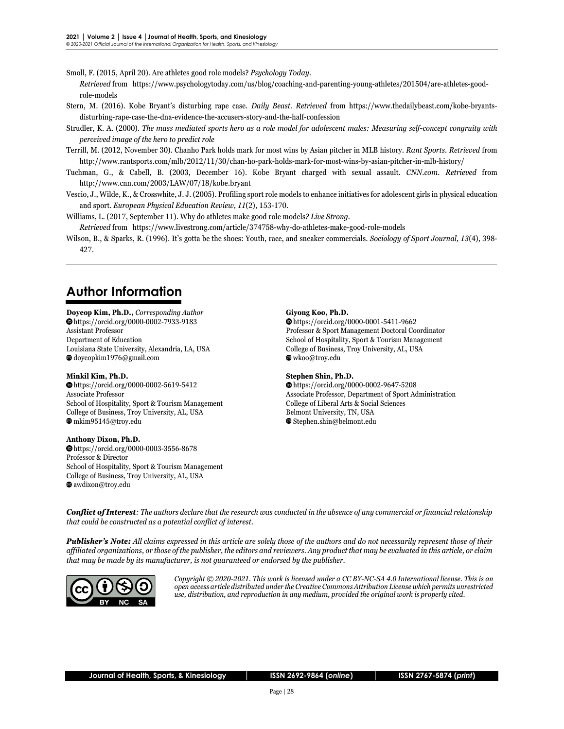Smoll, F. (2015, April 20). Are athletes good role models? *Psychology Today*. *Retrieved* from https://www.psychologytoday.com/us/blog/coaching-and-parenting-young-athletes/201504/are-athletes-good-role-models

Stern, M. (2016). Kobe Bryant's disturbing rape case. *Daily Beast*. *Retrieved* from https://www.thedailybeast.com/kobe-bryants-disturbing-rape-case-the-dna-evidence-the-accusers-story-and-the-half-confession

Strudler, K. A. (2000). *The mass mediated sports hero as a role model for adolescent males: Measuring self-concept congruity with perceived image of the hero to predict role*

Terrill, M. (2012, November 30). Chanho Park holds mark for most wins by Asian pitcher in MLB history. *Rant Sports*. *Retrieved* from http://www.rantsports.com/mlb/2012/11/30/chan-ho-park-holds-mark-for-most-wins-by-asian-pitcher-in-mlb-history/

Tuchman, G., & Cabell, B. (2003, December 16). Kobe Bryant charged with sexual assault. *CNN.com*. *Retrieved* from http://www.cnn.com/2003/LAW/07/18/kobe.bryant

Vescio, J., Wilde, K., & Crosswhite, J. J. (2005). Profiling sport role models to enhance initiatives for adolescent girls in physical education and sport. *European Physical Education Review, 11*(2), 153-170.

Williams, L. (2017, September 11). Why do athletes make good role models*? Live Strong*. *Retrieved* from https://www.livestrong.com/article/374758-why-do-athletes-make-good-role-models

Wilson, B., & Sparks, R. (1996). It's gotta be the shoes: Youth, race, and sneaker commercials. *Sociology of Sport Journal, 13*(4), 398-427.

## Author Information

**Doyeop Kim, Ph.D.,** *Corresponding Author*
https://orcid.org/0000-0002-7933-9183
Assistant Professor
Department of Education
Louisiana State University, Alexandria, LA, USA
doyeopkim1976@gmail.com

**Minkil Kim, Ph.D.**
https://orcid.org/0000-0002-5619-5412
Associate Professor
School of Hospitality, Sport & Tourism Management
College of Business, Troy University, AL, USA
mkim95145@troy.edu

**Anthony Dixon, Ph.D.**
https://orcid.org/0000-0003-3556-8678
Professor & Director
School of Hospitality, Sport & Tourism Management
College of Business, Troy University, AL, USA
awdixon@troy.edu

**Giyong Koo, Ph.D.**
https://orcid.org/0000-0001-5411-9662
Professor & Sport Management Doctoral Coordinator
School of Hospitality, Sport & Tourism Management
College of Business, Troy University, AL, USA
wkoo@troy.edu

**Stephen Shin, Ph.D.**
https://orcid.org/0000-0002-9647-5208
Associate Professor, Department of Sport Administration
College of Liberal Arts & Social Sciences
Belmont University, TN, USA
Stephen.shin@belmont.edu

***Conflict of Interest****: The authors declare that the research was conducted in the absence of any commercial or financial relationship that could be constructed as a potential conflict of interest.*

***Publisher's Note:*** ***All claims expressed in this article are solely those of the authors and do not necessarily represent those of their affiliated organizations, or those of the publisher, the editors and reviewers. Any product that may be evaluated in this article, or claim that may be made by its manufacturer, is not guaranteed or endorsed by the publisher.***

*Copyright © 2020-2021. This work is licensed under a CC BY-NC-SA 4.0 International license. This is an open access article distributed under the Creative Commons Attribution License which permits unrestricted use, distribution, and reproduction in any medium, provided the original work is properly cited.*